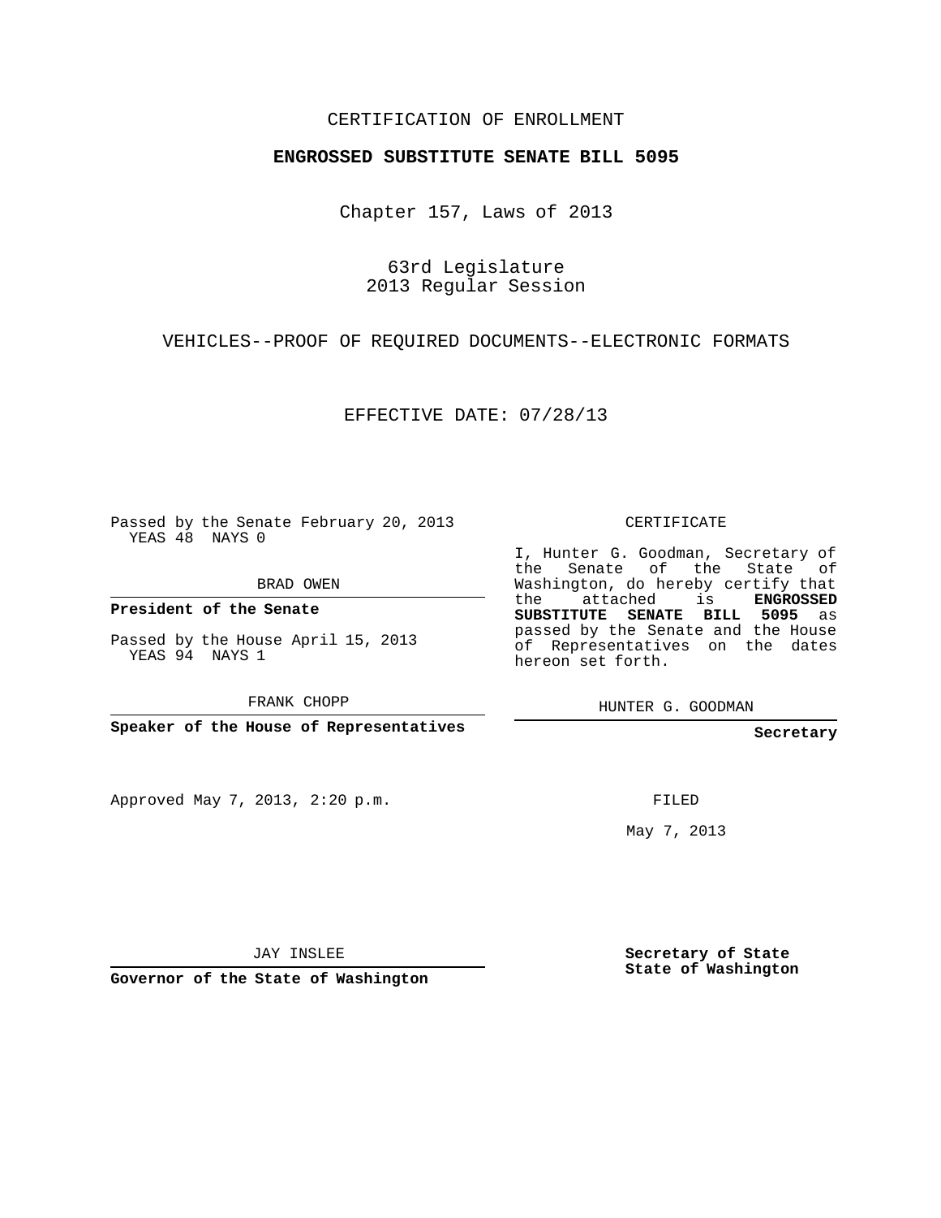CERTIFICATION OF ENROLLMENT

**ENGROSSED SUBSTITUTE SENATE BILL 5095**

Chapter 157, Laws of 2013

63rd Legislature
2013 Regular Session

VEHICLES--PROOF OF REQUIRED DOCUMENTS--ELECTRONIC FORMATS

EFFECTIVE DATE: 07/28/13

Passed by the Senate February 20, 2013
YEAS 48 NAYS 0

BRAD OWEN

**President of the Senate**

Passed by the House April 15, 2013
YEAS 94 NAYS 1

FRANK CHOPP

**Speaker of the House of Representatives**

Approved May 7, 2013, 2:20 p.m.

JAY INSLEE

**Governor of the State of Washington**

CERTIFICATE

I, Hunter G. Goodman, Secretary of the Senate of the State of Washington, do hereby certify that the attached is **ENGROSSED SUBSTITUTE SENATE BILL 5095** as passed by the Senate and the House of Representatives on the dates hereon set forth.

HUNTER G. GOODMAN

**Secretary**

FILED

May 7, 2013

**Secretary of State**
**State of Washington**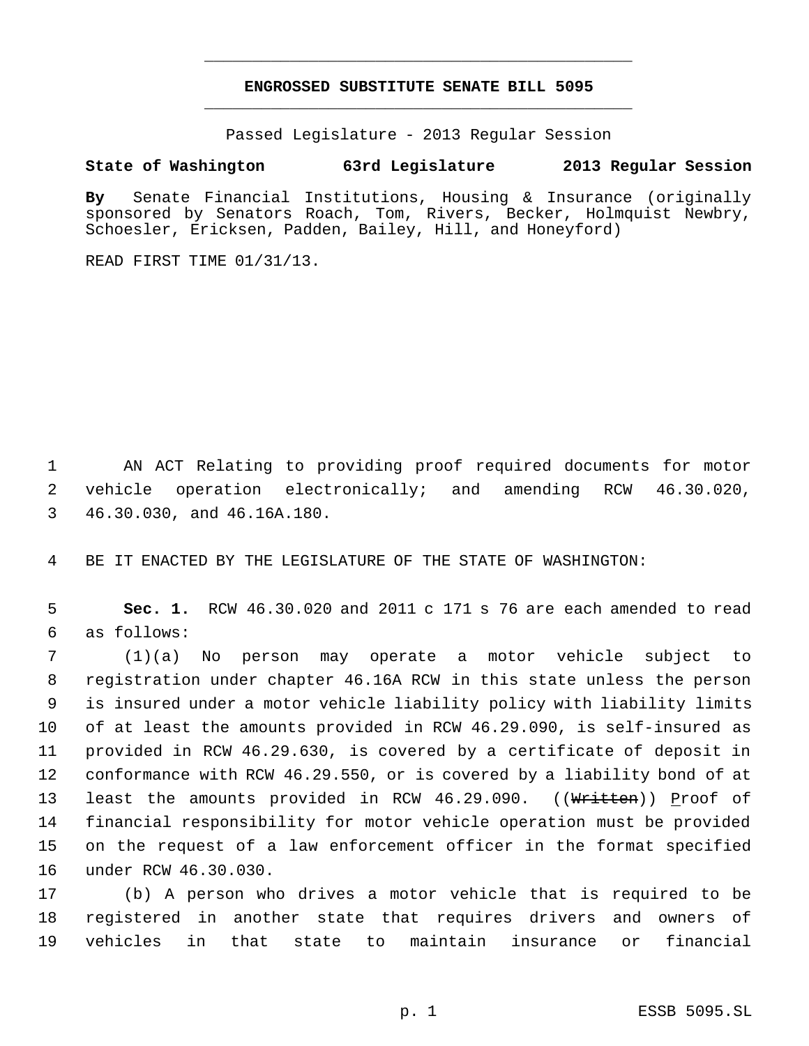# ENGROSSED SUBSTITUTE SENATE BILL 5095

Passed Legislature - 2013 Regular Session

**State of Washington 63rd Legislature 2013 Regular Session**

**By** Senate Financial Institutions, Housing & Insurance (originally sponsored by Senators Roach, Tom, Rivers, Becker, Holmquist Newbry, Schoesler, Ericksen, Padden, Bailey, Hill, and Honeyford)

READ FIRST TIME 01/31/13.

AN ACT Relating to providing proof required documents for motor vehicle operation electronically; and amending RCW 46.30.020, 46.30.030, and 46.16A.180.

BE IT ENACTED BY THE LEGISLATURE OF THE STATE OF WASHINGTON:

**Sec. 1.** RCW 46.30.020 and 2011 c 171 s 76 are each amended to read as follows:

(1)(a) No person may operate a motor vehicle subject to registration under chapter 46.16A RCW in this state unless the person is insured under a motor vehicle liability policy with liability limits of at least the amounts provided in RCW 46.29.090, is self-insured as provided in RCW 46.29.630, is covered by a certificate of deposit in conformance with RCW 46.29.550, or is covered by a liability bond of at least the amounts provided in RCW 46.29.090. ((~~Written~~)) Proof of financial responsibility for motor vehicle operation must be provided on the request of a law enforcement officer in the format specified under RCW 46.30.030.

(b) A person who drives a motor vehicle that is required to be registered in another state that requires drivers and owners of vehicles in that state to maintain insurance or financial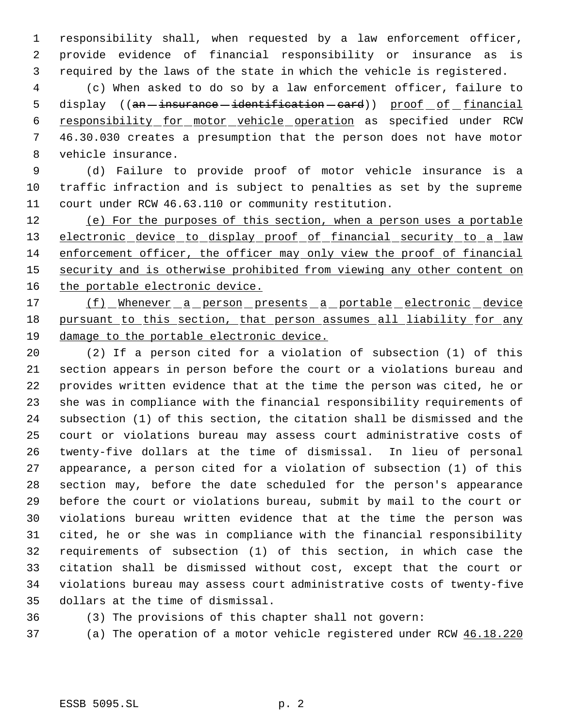responsibility shall, when requested by a law enforcement officer, provide evidence of financial responsibility or insurance as is required by the laws of the state in which the vehicle is registered.

(c) When asked to do so by a law enforcement officer, failure to display ((~~an insurance identification card~~)) <u>proof of financial responsibility for motor vehicle operation</u> as specified under RCW 46.30.030 creates a presumption that the person does not have motor vehicle insurance.

(d) Failure to provide proof of motor vehicle insurance is a traffic infraction and is subject to penalties as set by the supreme court under RCW 46.63.110 or community restitution.

<u>(e) For the purposes of this section, when a person uses a portable electronic device to display proof of financial security to a law enforcement officer, the officer may only view the proof of financial security and is otherwise prohibited from viewing any other content on the portable electronic device.</u>

<u>(f) Whenever a person presents a portable electronic device pursuant to this section, that person assumes all liability for any damage to the portable electronic device.</u>

(2) If a person cited for a violation of subsection (1) of this section appears in person before the court or a violations bureau and provides written evidence that at the time the person was cited, he or she was in compliance with the financial responsibility requirements of subsection (1) of this section, the citation shall be dismissed and the court or violations bureau may assess court administrative costs of twenty-five dollars at the time of dismissal. In lieu of personal appearance, a person cited for a violation of subsection (1) of this section may, before the date scheduled for the person's appearance before the court or violations bureau, submit by mail to the court or violations bureau written evidence that at the time the person was cited, he or she was in compliance with the financial responsibility requirements of subsection (1) of this section, in which case the citation shall be dismissed without cost, except that the court or violations bureau may assess court administrative costs of twenty-five dollars at the time of dismissal.

(3) The provisions of this chapter shall not govern:

(a) The operation of a motor vehicle registered under RCW <u>46.18.220</u>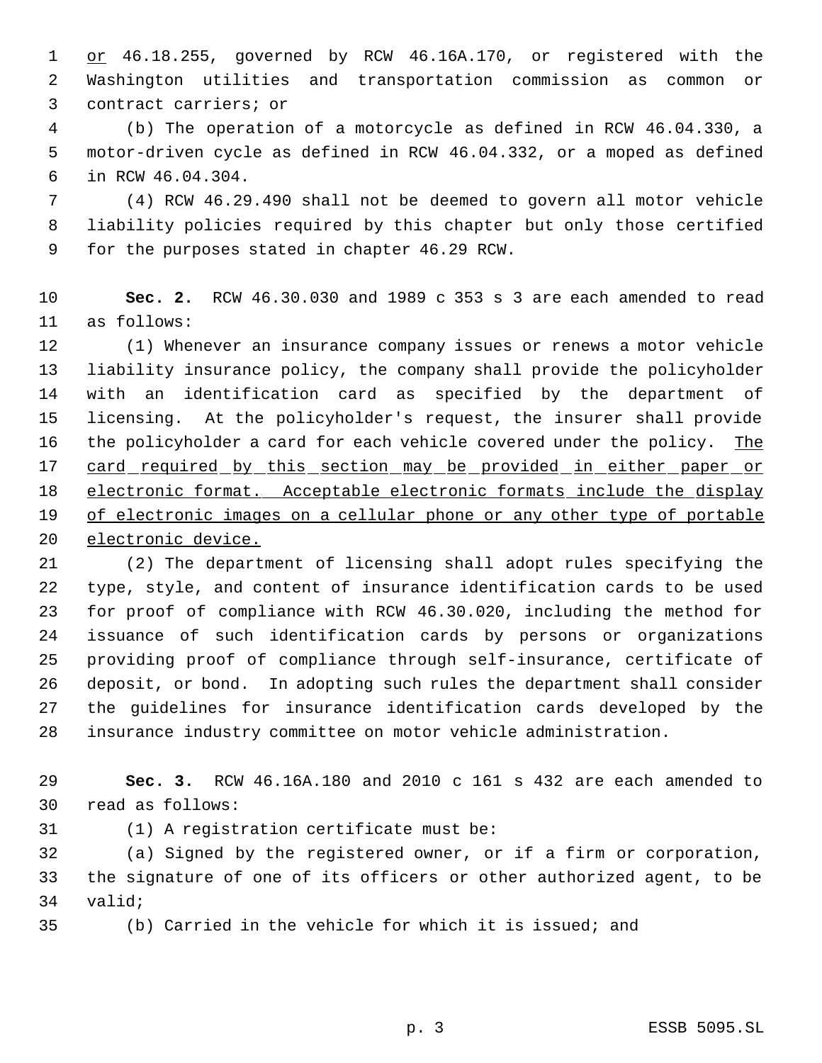or 46.18.255, governed by RCW 46.16A.170, or registered with the Washington utilities and transportation commission as common or contract carriers; or

(b) The operation of a motorcycle as defined in RCW 46.04.330, a motor-driven cycle as defined in RCW 46.04.332, or a moped as defined in RCW 46.04.304.

(4) RCW 46.29.490 shall not be deemed to govern all motor vehicle liability policies required by this chapter but only those certified for the purposes stated in chapter 46.29 RCW.

**Sec. 2.** RCW 46.30.030 and 1989 c 353 s 3 are each amended to read as follows:

(1) Whenever an insurance company issues or renews a motor vehicle liability insurance policy, the company shall provide the policyholder with an identification card as specified by the department of licensing. At the policyholder's request, the insurer shall provide the policyholder a card for each vehicle covered under the policy. The card required by this section may be provided in either paper or electronic format. Acceptable electronic formats include the display of electronic images on a cellular phone or any other type of portable electronic device.

(2) The department of licensing shall adopt rules specifying the type, style, and content of insurance identification cards to be used for proof of compliance with RCW 46.30.020, including the method for issuance of such identification cards by persons or organizations providing proof of compliance through self-insurance, certificate of deposit, or bond. In adopting such rules the department shall consider the guidelines for insurance identification cards developed by the insurance industry committee on motor vehicle administration.

**Sec. 3.** RCW 46.16A.180 and 2010 c 161 s 432 are each amended to read as follows:

(1) A registration certificate must be:

(a) Signed by the registered owner, or if a firm or corporation, the signature of one of its officers or other authorized agent, to be valid;

(b) Carried in the vehicle for which it is issued; and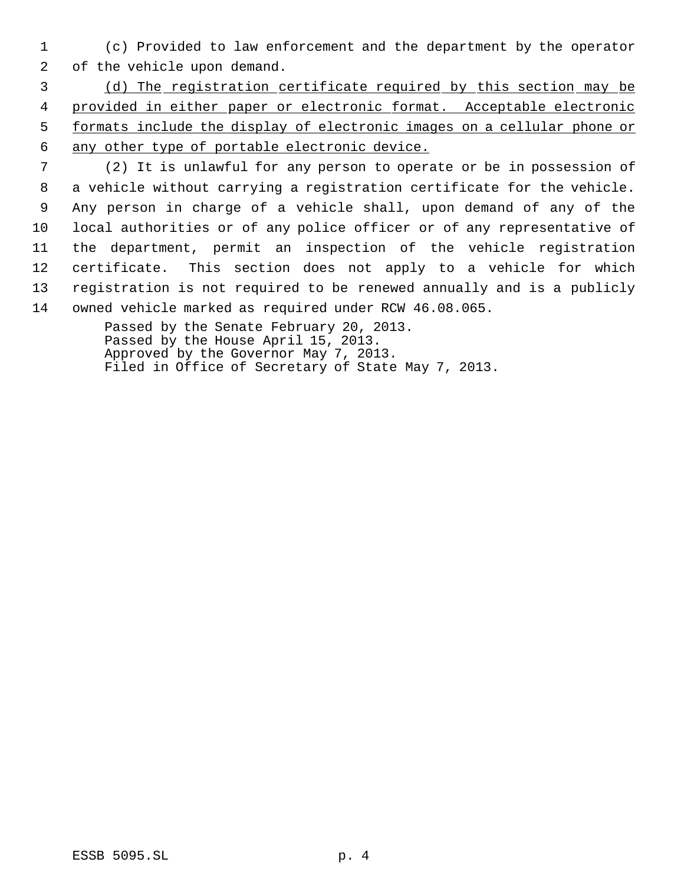(c) Provided to law enforcement and the department by the operator of the vehicle upon demand.

<u>(d) The registration certificate required by this section may be provided in either paper or electronic format. Acceptable electronic formats include the display of electronic images on a cellular phone or any other type of portable electronic device.</u>

(2) It is unlawful for any person to operate or be in possession of a vehicle without carrying a registration certificate for the vehicle. Any person in charge of a vehicle shall, upon demand of any of the local authorities or of any police officer or of any representative of the department, permit an inspection of the vehicle registration certificate. This section does not apply to a vehicle for which registration is not required to be renewed annually and is a publicly owned vehicle marked as required under RCW 46.08.065.

Passed by the Senate February 20, 2013.
Passed by the House April 15, 2013.
Approved by the Governor May 7, 2013.
Filed in Office of Secretary of State May 7, 2013.